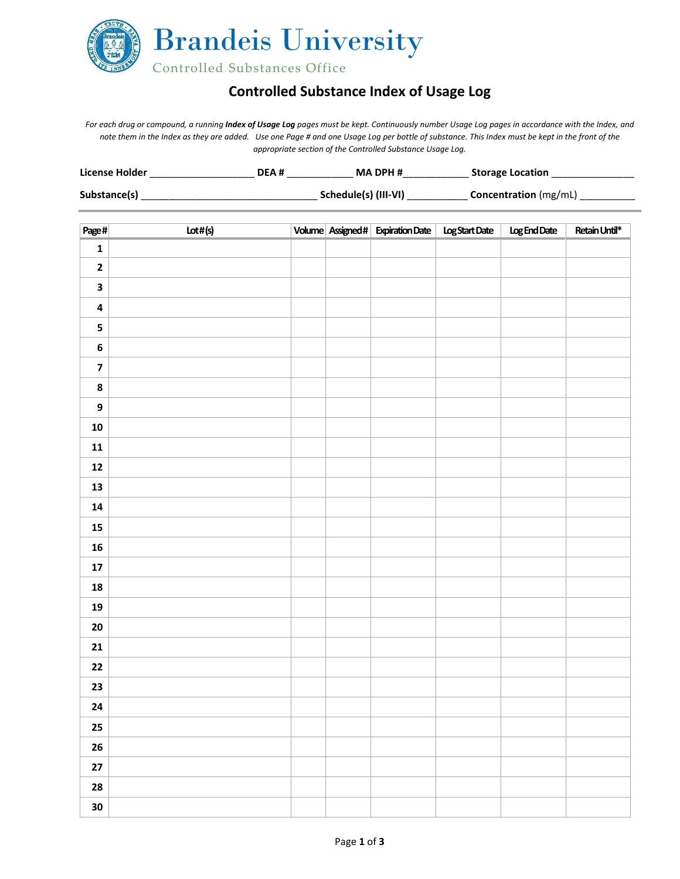# Brandeis University

Controlled Substances Office

## Controlled Substance Index of Usage Log

*For each drug or compound, a running **Index of Usage Log** pages must be kept. Continuously number Usage Log pages in accordance with the Index, and note them in the Index as they are added. Use one Page # and one Usage Log per bottle of substance. This Index must be kept in the front of the appropriate section of the Controlled Substance Usage Log.*

**License Holder** ___________________ **DEA #** ____________ **MA DPH #**____________ **Storage Location** _______________

**Substance(s)** _______________________________ **Schedule(s) (III-VI)** ___________ **Concentration** (mg/mL) __________

| Page # | Lot # (s) | Volume | Assigned # | Expiration Date | Log Start Date | Log End Date | Retain Until* |
|---|---|---|---|---|---|---|---|
| **1** | | | | | | | |
| **2** | | | | | | | |
| **3** | | | | | | | |
| **4** | | | | | | | |
| **5** | | | | | | | |
| **6** | | | | | | | |
| **7** | | | | | | | |
| **8** | | | | | | | |
| **9** | | | | | | | |
| **10** | | | | | | | |
| **11** | | | | | | | |
| **12** | | | | | | | |
| **13** | | | | | | | |
| **14** | | | | | | | |
| **15** | | | | | | | |
| **16** | | | | | | | |
| **17** | | | | | | | |
| **18** | | | | | | | |
| **19** | | | | | | | |
| **20** | | | | | | | |
| **21** | | | | | | | |
| **22** | | | | | | | |
| **23** | | | | | | | |
| **24** | | | | | | | |
| **25** | | | | | | | |
| **26** | | | | | | | |
| **27** | | | | | | | |
| **28** | | | | | | | |
| **30** | | | | | | | |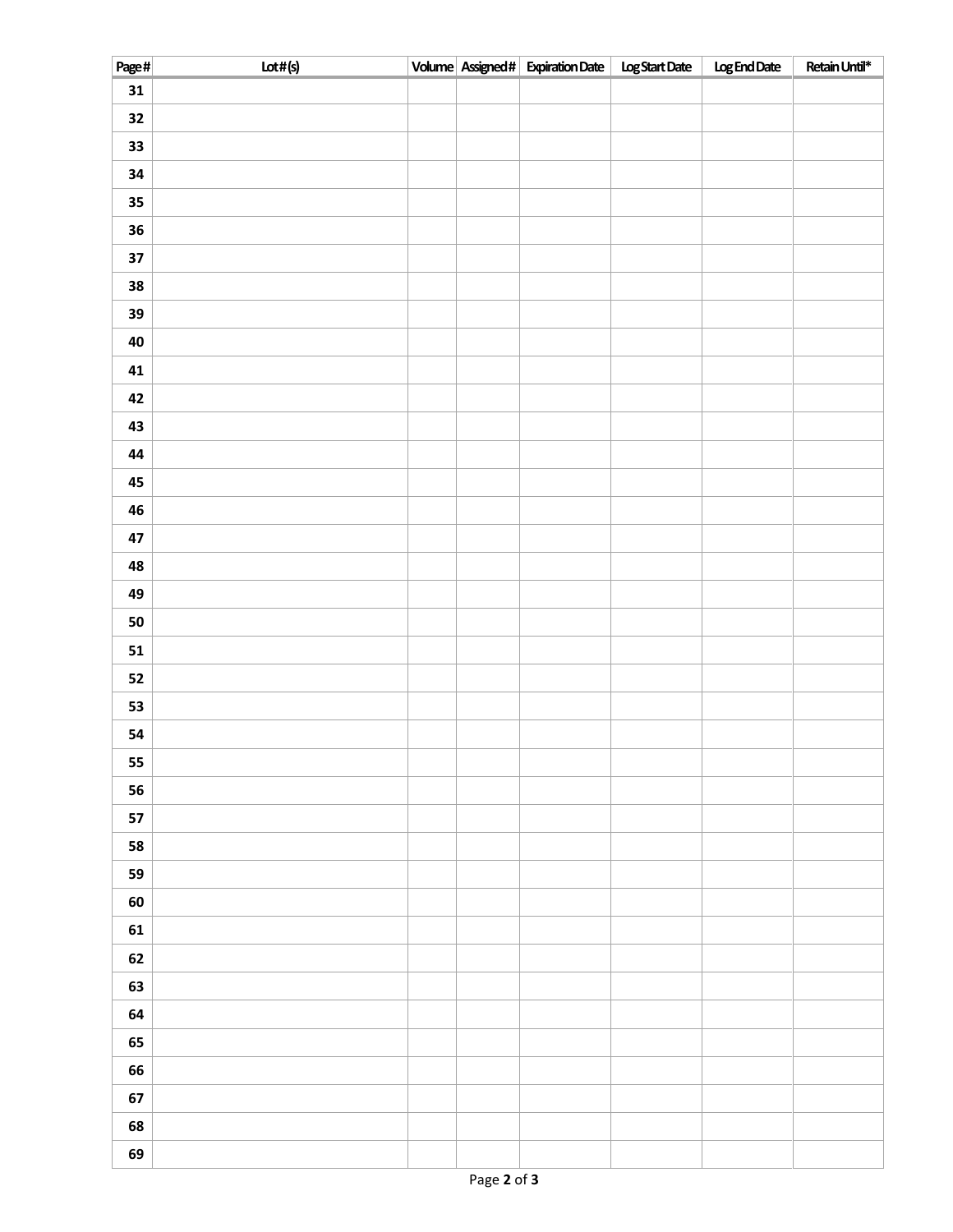| Page # | Lot # (s) | Volume | Assigned # | Expiration Date | Log Start Date | Log End Date | Retain Until* |
|---|---|---|---|---|---|---|---|
| 31 | | | | | | | |
| 32 | | | | | | | |
| 33 | | | | | | | |
| 34 | | | | | | | |
| 35 | | | | | | | |
| 36 | | | | | | | |
| 37 | | | | | | | |
| 38 | | | | | | | |
| 39 | | | | | | | |
| 40 | | | | | | | |
| 41 | | | | | | | |
| 42 | | | | | | | |
| 43 | | | | | | | |
| 44 | | | | | | | |
| 45 | | | | | | | |
| 46 | | | | | | | |
| 47 | | | | | | | |
| 48 | | | | | | | |
| 49 | | | | | | | |
| 50 | | | | | | | |
| 51 | | | | | | | |
| 52 | | | | | | | |
| 53 | | | | | | | |
| 54 | | | | | | | |
| 55 | | | | | | | |
| 56 | | | | | | | |
| 57 | | | | | | | |
| 58 | | | | | | | |
| 59 | | | | | | | |
| 60 | | | | | | | |
| 61 | | | | | | | |
| 62 | | | | | | | |
| 63 | | | | | | | |
| 64 | | | | | | | |
| 65 | | | | | | | |
| 66 | | | | | | | |
| 67 | | | | | | | |
| 68 | | | | | | | |
| 69 | | | | | | | |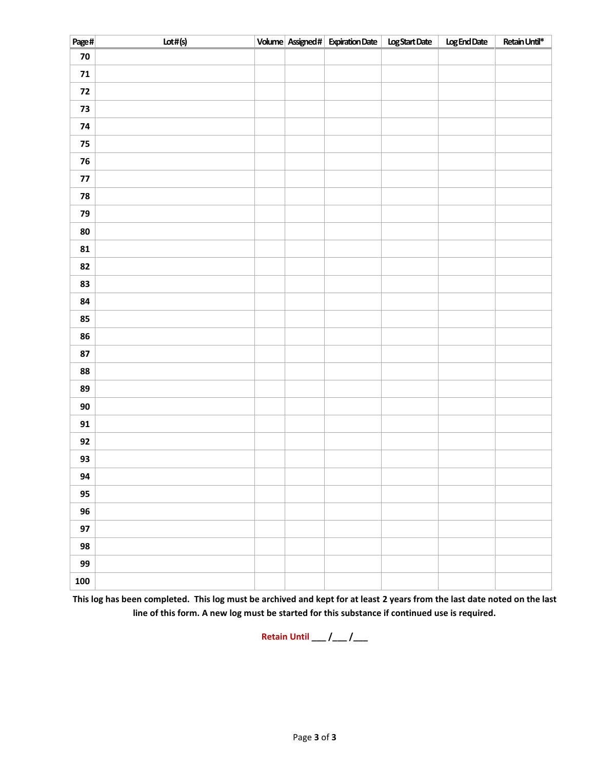| Page # | Lot # (s) | Volume | Assigned # | Expiration Date | Log Start Date | Log End Date | Retain Until* |
|---|---|---|---|---|---|---|---|
| **70** | | | | | | | |
| **71** | | | | | | | |
| **72** | | | | | | | |
| **73** | | | | | | | |
| **74** | | | | | | | |
| **75** | | | | | | | |
| **76** | | | | | | | |
| **77** | | | | | | | |
| **78** | | | | | | | |
| **79** | | | | | | | |
| **80** | | | | | | | |
| **81** | | | | | | | |
| **82** | | | | | | | |
| **83** | | | | | | | |
| **84** | | | | | | | |
| **85** | | | | | | | |
| **86** | | | | | | | |
| **87** | | | | | | | |
| **88** | | | | | | | |
| **89** | | | | | | | |
| **90** | | | | | | | |
| **91** | | | | | | | |
| **92** | | | | | | | |
| **93** | | | | | | | |
| **94** | | | | | | | |
| **95** | | | | | | | |
| **96** | | | | | | | |
| **97** | | | | | | | |
| **98** | | | | | | | |
| **99** | | | | | | | |
| **100** | | | | | | | |

**This log has been completed. This log must be archived and kept for at least 2 years from the last date noted on the last line of this form. A new log must be started for this substance if continued use is required.**

**Retain Until ___ /___ /___**